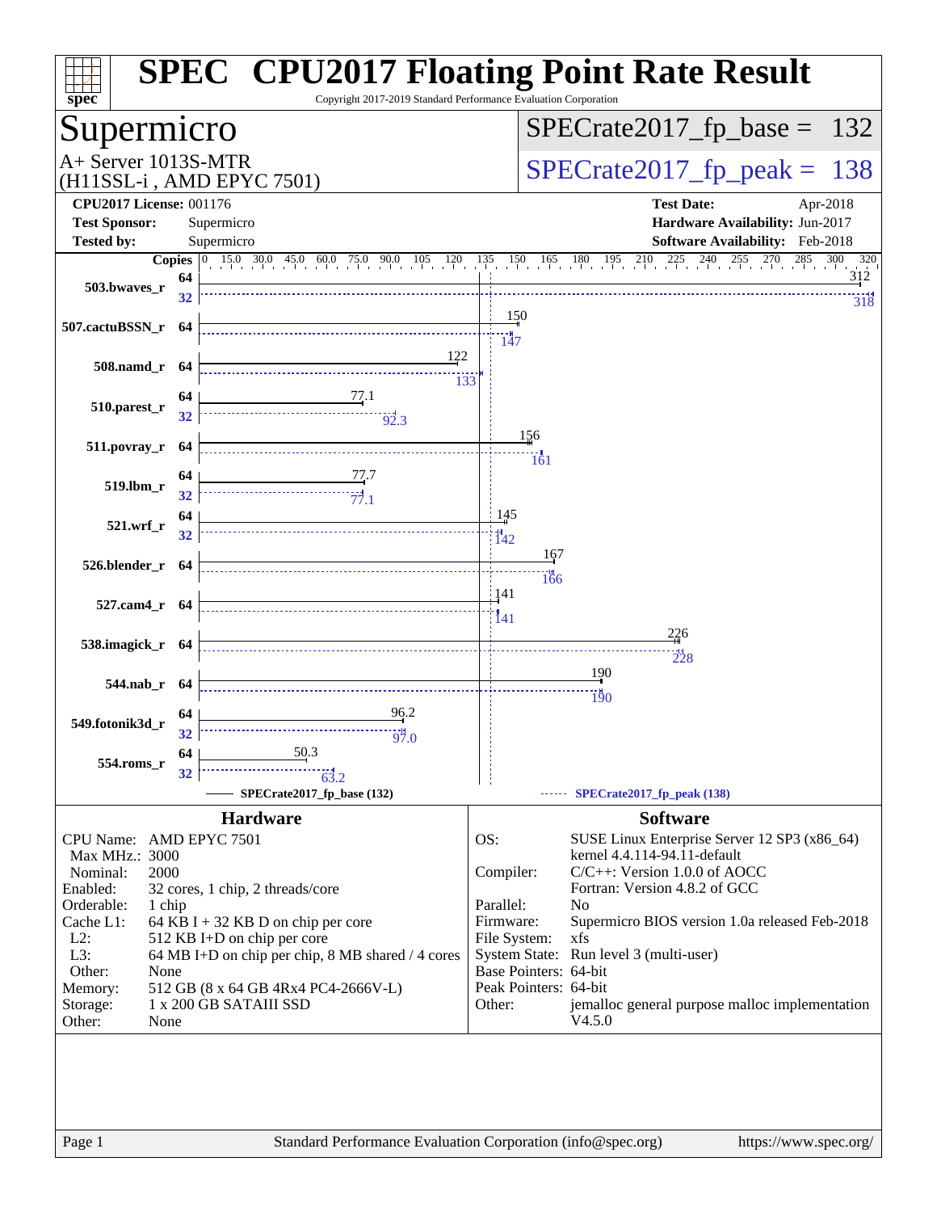# SPEC CPU2017 Floating Point Rate Result

Copyright 2017-2019 Standard Performance Evaluation Corporation

## Supermicro

A+ Server 1013S-MTR
(H11SSL-i , AMD EPYC 7501)

SPECrate2017_fp_base = 132

SPECrate2017_fp_peak = 138

| | | | |
|---|---|---|---|
| **CPU2017 License:** | 001176 | **Test Date:** | Apr-2018 |
| **Test Sponsor:** | Supermicro | **Hardware Availability:** | Jun-2017 |
| **Tested by:** | Supermicro | **Software Availability:** | Feb-2018 |

| Benchmark | Base Copies | Base | Peak Copies | Peak |
|---|---|---|---|---|
| 503.bwaves_r | 64 | 312 | 32 | 318 |
| 507.cactuBSSN_r | 64 | 150 | 64 | 147 |
| 508.namd_r | 64 | 122 | 64 | 133 |
| 510.parest_r | 64 | 77.1 | 32 | 92.3 |
| 511.povray_r | 64 | 156 | 64 | 161 |
| 519.lbm_r | 64 | 77.7 | 32 | 77.1 |
| 521.wrf_r | 64 | 145 | 32 | 142 |
| 526.blender_r | 64 | 167 | 64 | 166 |
| 527.cam4_r | 64 | 141 | 64 | 141 |
| 538.imagick_r | 64 | 226 | 64 | 228 |
| 544.nab_r | 64 | 190 | 64 | 190 |
| 549.fotonik3d_r | 64 | 96.2 | 32 | 97.0 |
| 554.roms_r | 64 | 50.3 | 32 | 63.2 |

SPECrate2017_fp_base (132) — SPECrate2017_fp_peak (138)

## Hardware

| | |
|---|---|
| CPU Name: | AMD EPYC 7501 |
| Max MHz.: | 3000 |
| Nominal: | 2000 |
| Enabled: | 32 cores, 1 chip, 2 threads/core |
| Orderable: | 1 chip |
| Cache L1: | 64 KB I + 32 KB D on chip per core |
| L2: | 512 KB I+D on chip per core |
| L3: | 64 MB I+D on chip per chip, 8 MB shared / 4 cores |
| Other: | None |
| Memory: | 512 GB (8 x 64 GB 4Rx4 PC4-2666V-L) |
| Storage: | 1 x 200 GB SATAIII SSD |
| Other: | None |

## Software

| | |
|---|---|
| OS: | SUSE Linux Enterprise Server 12 SP3 (x86_64) kernel 4.4.114-94.11-default |
| Compiler: | C/C++: Version 1.0.0 of AOCC<br>Fortran: Version 4.8.2 of GCC |
| Parallel: | No |
| Firmware: | Supermicro BIOS version 1.0a released Feb-2018 |
| File System: | xfs |
| System State: | Run level 3 (multi-user) |
| Base Pointers: | 64-bit |
| Peak Pointers: | 64-bit |
| Other: | jemalloc general purpose malloc implementation V4.5.0 |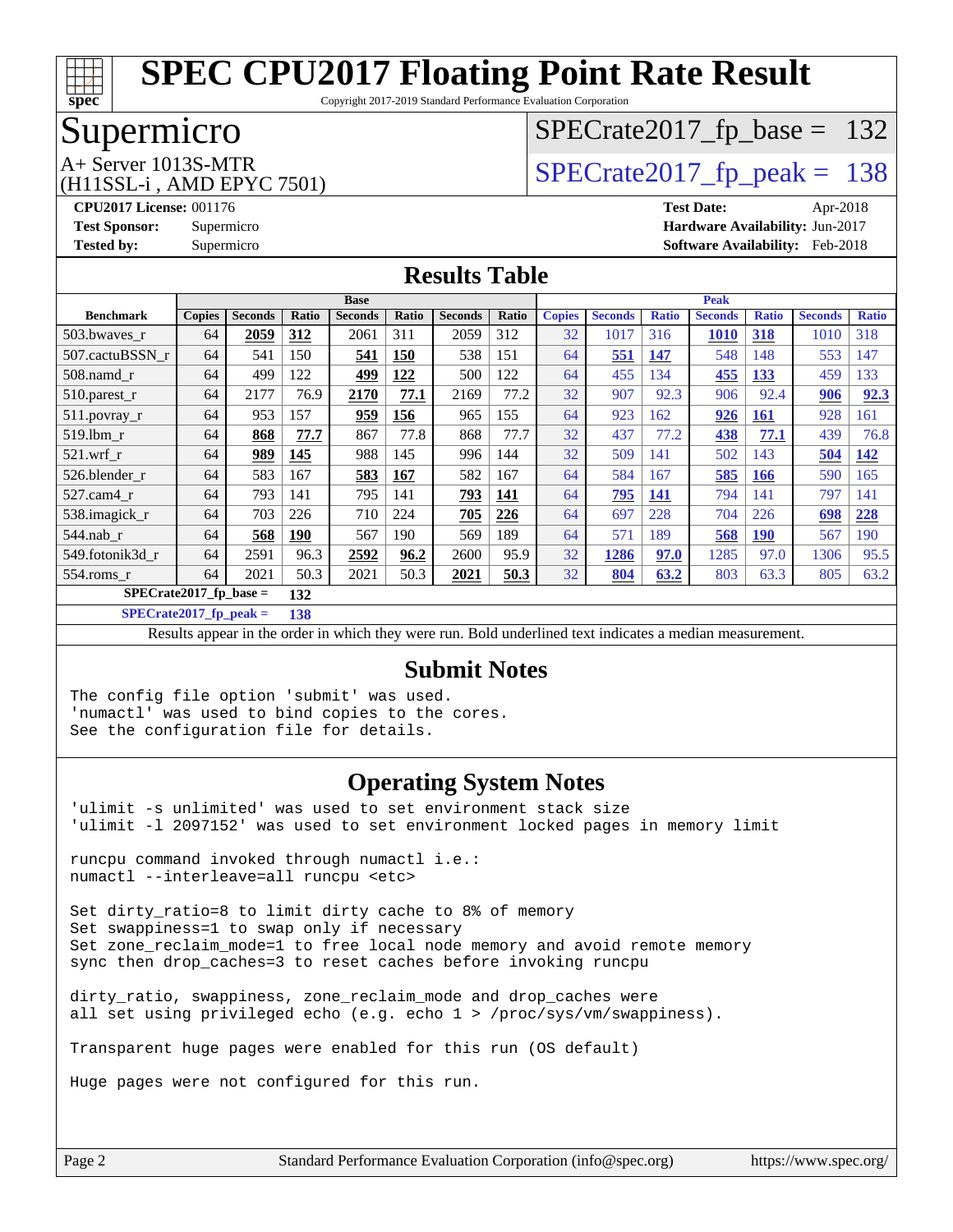# SPEC CPU2017 Floating Point Rate Result

Copyright 2017-2019 Standard Performance Evaluation Corporation

## Supermicro

A+ Server 1013S-MTR
(H11SSL-i , AMD EPYC 7501)

SPECrate2017_fp_base = 132

SPECrate2017_fp_peak = 138

**CPU2017 License:** 001176
**Test Sponsor:** Supermicro
**Tested by:** Supermicro

**Test Date:** Apr-2018
**Hardware Availability:** Jun-2017
**Software Availability:** Feb-2018

## Results Table

| Benchmark | Base | | | | | | | Peak | | | | | | |
|---|---|---|---|---|---|---|---|---|---|---|---|---|---|---|
| | Copies | Seconds | Ratio | Seconds | Ratio | Seconds | Ratio | Copies | Seconds | Ratio | Seconds | Ratio | Seconds | Ratio |
| 503.bwaves_r | 64 | **2059** | **312** | 2061 | 311 | 2059 | 312 | 32 | 1017 | 316 | **1010** | **318** | 1010 | 318 |
| 507.cactuBSSN_r | 64 | 541 | 150 | **541** | **150** | 538 | 151 | 64 | **551** | **147** | 548 | 148 | 553 | 147 |
| 508.namd_r | 64 | 499 | 122 | **499** | **122** | 500 | 122 | 64 | 455 | 134 | **455** | **133** | 459 | 133 |
| 510.parest_r | 64 | 2177 | 76.9 | **2170** | **77.1** | 2169 | 77.2 | 32 | 907 | 92.3 | 906 | 92.4 | **906** | **92.3** |
| 511.povray_r | 64 | 953 | 157 | **959** | **156** | 965 | 155 | 64 | 923 | 162 | **926** | **161** | 928 | 161 |
| 519.lbm_r | 64 | **868** | **77.7** | 867 | 77.8 | 868 | 77.7 | 32 | 437 | 77.2 | **438** | **77.1** | 439 | 76.8 |
| 521.wrf_r | 64 | **989** | **145** | 988 | 145 | 996 | 144 | 32 | 509 | 141 | 502 | 143 | **504** | **142** |
| 526.blender_r | 64 | 583 | 167 | **583** | **167** | 582 | 167 | 64 | 584 | 167 | **585** | **166** | 590 | 165 |
| 527.cam4_r | 64 | 793 | 141 | 795 | 141 | **793** | **141** | 64 | **795** | **141** | 794 | 141 | 797 | 141 |
| 538.imagick_r | 64 | 703 | 226 | 710 | 224 | **705** | **226** | 64 | 697 | 228 | 704 | 226 | **698** | **228** |
| 544.nab_r | 64 | **568** | **190** | 567 | 190 | 569 | 189 | 64 | 571 | 189 | **568** | **190** | 567 | 190 |
| 549.fotonik3d_r | 64 | 2591 | 96.3 | **2592** | **96.2** | 2600 | 95.9 | 32 | **1286** | **97.0** | 1285 | 97.0 | 1306 | 95.5 |
| 554.roms_r | 64 | 2021 | 50.3 | 2021 | 50.3 | **2021** | **50.3** | 32 | **804** | **63.2** | 803 | 63.3 | 805 | 63.2 |

**SPECrate2017_fp_base = 132**

**SPECrate2017_fp_peak = 138**

Results appear in the order in which they were run. Bold underlined text indicates a median measurement.

## Submit Notes

```
The config file option 'submit' was used.
'numactl' was used to bind copies to the cores.
See the configuration file for details.
```

## Operating System Notes

```
'ulimit -s unlimited' was used to set environment stack size
'ulimit -l 2097152' was used to set environment locked pages in memory limit

runcpu command invoked through numactl i.e.:
numactl --interleave=all runcpu <etc>

Set dirty_ratio=8 to limit dirty cache to 8% of memory
Set swappiness=1 to swap only if necessary
Set zone_reclaim_mode=1 to free local node memory and avoid remote memory
sync then drop_caches=3 to reset caches before invoking runcpu

dirty_ratio, swappiness, zone_reclaim_mode and drop_caches were
all set using privileged echo (e.g. echo 1 > /proc/sys/vm/swappiness).

Transparent huge pages were enabled for this run (OS default)

Huge pages were not configured for this run.
```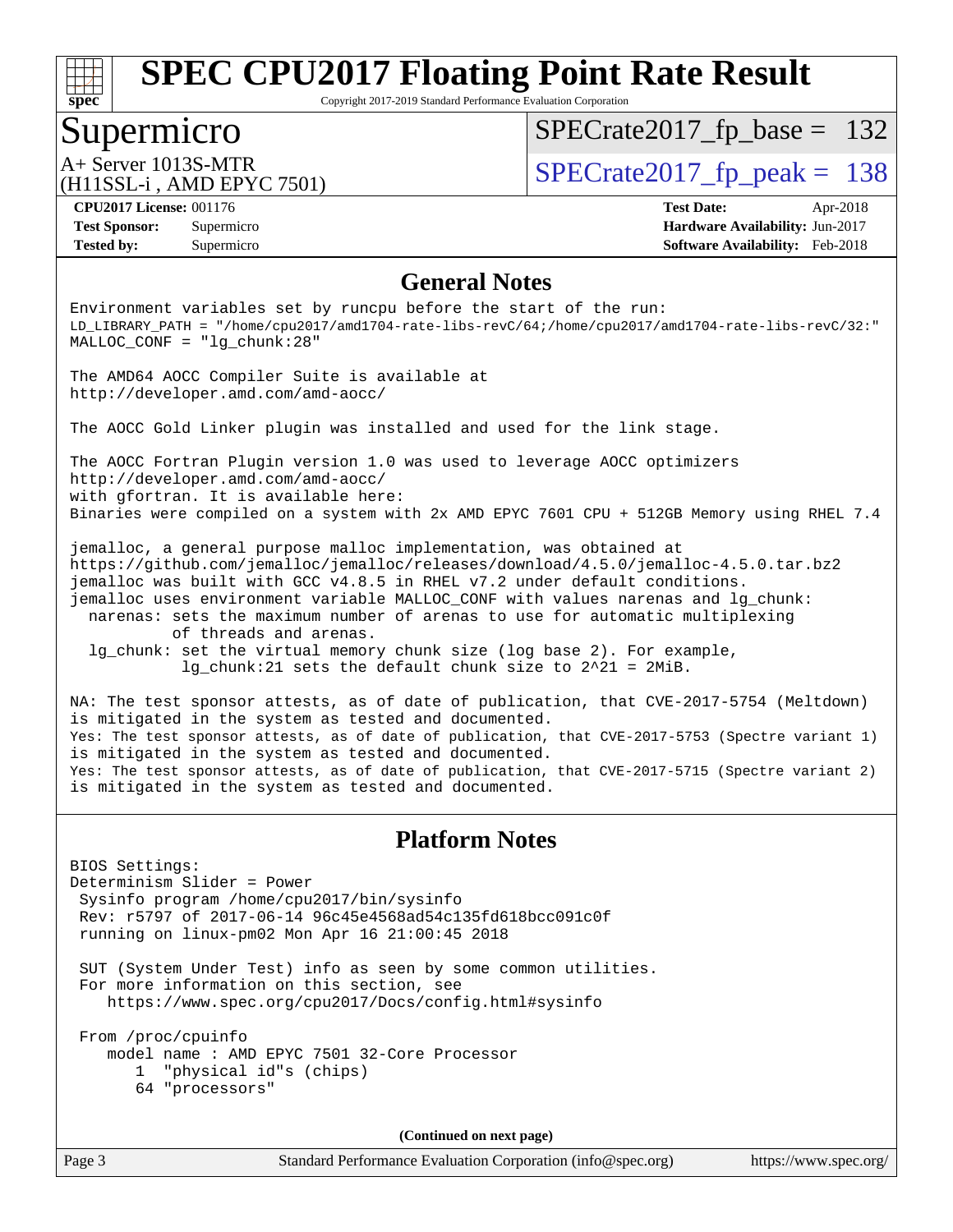# SPEC CPU2017 Floating Point Rate Result

Copyright 2017-2019 Standard Performance Evaluation Corporation

## Supermicro

A+ Server 1013S-MTR
(H11SSL-i , AMD EPYC 7501)

SPECrate2017_fp_base = 132

SPECrate2017_fp_peak = 138

**CPU2017 License:** 001176
**Test Sponsor:** Supermicro
**Tested by:** Supermicro

**Test Date:** Apr-2018
**Hardware Availability:** Jun-2017
**Software Availability:** Feb-2018

## General Notes

```
Environment variables set by runcpu before the start of the run:
LD_LIBRARY_PATH = "/home/cpu2017/amd1704-rate-libs-revC/64;/home/cpu2017/amd1704-rate-libs-revC/32:"
MALLOC_CONF = "lg_chunk:28"

The AMD64 AOCC Compiler Suite is available at
http://developer.amd.com/amd-aocc/

The AOCC Gold Linker plugin was installed and used for the link stage.

The AOCC Fortran Plugin version 1.0 was used to leverage AOCC optimizers
http://developer.amd.com/amd-aocc/
with gfortran. It is available here:
Binaries were compiled on a system with 2x AMD EPYC 7601 CPU + 512GB Memory using RHEL 7.4

jemalloc, a general purpose malloc implementation, was obtained at
https://github.com/jemalloc/jemalloc/releases/download/4.5.0/jemalloc-4.5.0.tar.bz2
jemalloc was built with GCC v4.8.5 in RHEL v7.2 under default conditions.
jemalloc uses environment variable MALLOC_CONF with values narenas and lg_chunk:
  narenas: sets the maximum number of arenas to use for automatic multiplexing
           of threads and arenas.
  lg_chunk: set the virtual memory chunk size (log base 2). For example,
            lg_chunk:21 sets the default chunk size to 2^21 = 2MiB.

NA: The test sponsor attests, as of date of publication, that CVE-2017-5754 (Meltdown)
is mitigated in the system as tested and documented.
Yes: The test sponsor attests, as of date of publication, that CVE-2017-5753 (Spectre variant 1)
is mitigated in the system as tested and documented.
Yes: The test sponsor attests, as of date of publication, that CVE-2017-5715 (Spectre variant 2)
is mitigated in the system as tested and documented.
```

## Platform Notes

```
BIOS Settings:
Determinism Slider = Power
 Sysinfo program /home/cpu2017/bin/sysinfo
 Rev: r5797 of 2017-06-14 96c45e4568ad54c135fd618bcc091c0f
 running on linux-pm02 Mon Apr 16 21:00:45 2018

 SUT (System Under Test) info as seen by some common utilities.
 For more information on this section, see
    https://www.spec.org/cpu2017/Docs/config.html#sysinfo

 From /proc/cpuinfo
    model name : AMD EPYC 7501 32-Core Processor
       1  "physical id"s (chips)
       64 "processors"
```

**(Continued on next page)**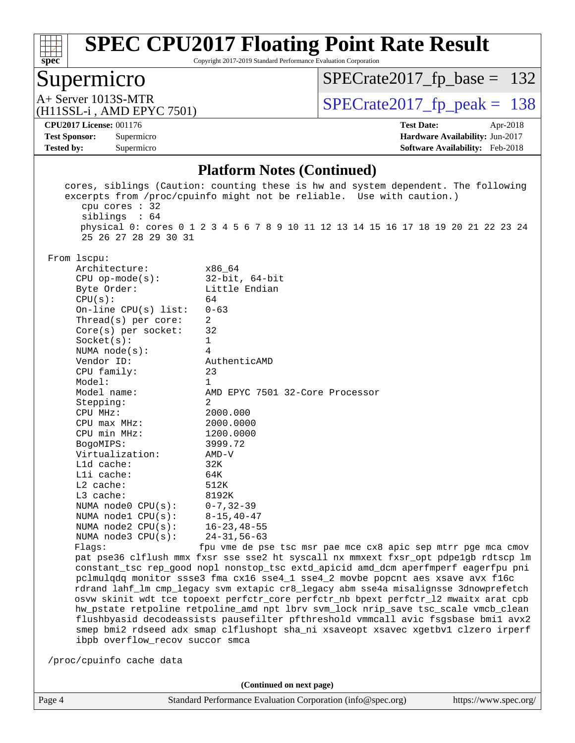# SPEC CPU2017 Floating Point Rate Result

Copyright 2017-2019 Standard Performance Evaluation Corporation

## Supermicro

A+ Server 1013S-MTR
(H11SSL-i , AMD EPYC 7501)

SPECrate2017_fp_base = 132

SPECrate2017_fp_peak = 138

**CPU2017 License:** 001176
**Test Sponsor:** Supermicro
**Tested by:** Supermicro

**Test Date:** Apr-2018
**Hardware Availability:** Jun-2017
**Software Availability:** Feb-2018

### Platform Notes (Continued)

```
    cores, siblings (Caution: counting these is hw and system dependent. The following
    excerpts from /proc/cpuinfo might not be reliable.  Use with caution.)
       cpu cores : 32
       siblings  : 64
       physical 0: cores 0 1 2 3 4 5 6 7 8 9 10 11 12 13 14 15 16 17 18 19 20 21 22 23 24
       25 26 27 28 29 30 31

 From lscpu:
      Architecture:          x86_64
      CPU op-mode(s):        32-bit, 64-bit
      Byte Order:            Little Endian
      CPU(s):                64
      On-line CPU(s) list:   0-63
      Thread(s) per core:    2
      Core(s) per socket:    32
      Socket(s):             1
      NUMA node(s):          4
      Vendor ID:             AuthenticAMD
      CPU family:            23
      Model:                 1
      Model name:            AMD EPYC 7501 32-Core Processor
      Stepping:              2
      CPU MHz:               2000.000
      CPU max MHz:           2000.0000
      CPU min MHz:           1200.0000
      BogoMIPS:              3999.72
      Virtualization:        AMD-V
      L1d cache:             32K
      L1i cache:             64K
      L2 cache:              512K
      L3 cache:              8192K
      NUMA node0 CPU(s):     0-7,32-39
      NUMA node1 CPU(s):     8-15,40-47
      NUMA node2 CPU(s):     16-23,48-55
      NUMA node3 CPU(s):     24-31,56-63
      Flags:                 fpu vme de pse tsc msr pae mce cx8 apic sep mtrr pge mca cmov
      pat pse36 clflush mmx fxsr sse sse2 ht syscall nx mmxext fxsr_opt pdpe1gb rdtscp lm
      constant_tsc rep_good nopl nonstop_tsc extd_apicid amd_dcm aperfmperf eagerfpu pni
      pclmulqdq monitor ssse3 fma cx16 sse4_1 sse4_2 movbe popcnt aes xsave avx f16c
      rdrand lahf_lm cmp_legacy svm extapic cr8_legacy abm sse4a misalignsse 3dnowprefetch
      osvw skinit wdt tce topoext perfctr_core perfctr_nb bpext perfctr_l2 mwaitx arat cpb
      hw_pstate retpoline retpoline_amd npt lbrv svm_lock nrip_save tsc_scale vmcb_clean
      flushbyasid decodeassists pausefilter pfthreshold vmmcall avic fsgsbase bmi1 avx2
      smep bmi2 rdseed adx smap clflushopt sha_ni xsaveopt xsavec xgetbv1 clzero irperf
      ibpb overflow_recov succor smca

 /proc/cpuinfo cache data
```

(Continued on next page)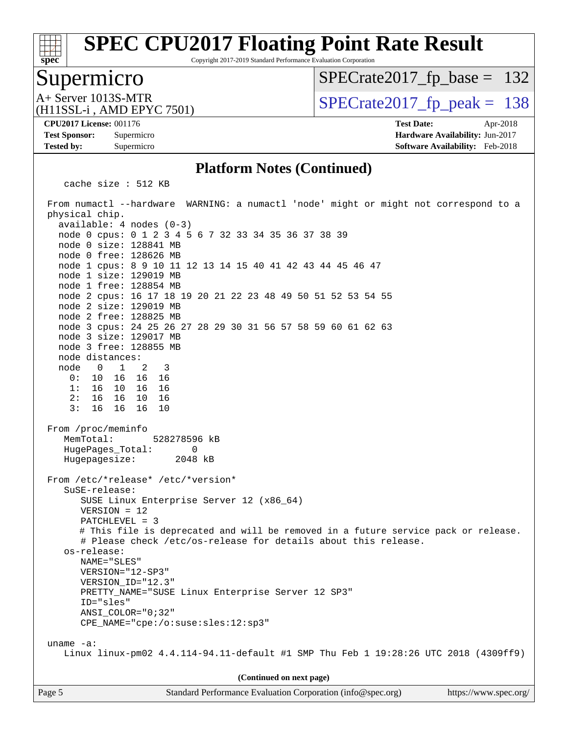## Platform Notes (Continued)

```
   cache size : 512 KB

 From numactl --hardware  WARNING: a numactl 'node' might or might not correspond to a
 physical chip.
   available: 4 nodes (0-3)
   node 0 cpus: 0 1 2 3 4 5 6 7 32 33 34 35 36 37 38 39
   node 0 size: 128841 MB
   node 0 free: 128626 MB
   node 1 cpus: 8 9 10 11 12 13 14 15 40 41 42 43 44 45 46 47
   node 1 size: 129019 MB
   node 1 free: 128854 MB
   node 2 cpus: 16 17 18 19 20 21 22 23 48 49 50 51 52 53 54 55
   node 2 size: 129019 MB
   node 2 free: 128825 MB
   node 3 cpus: 24 25 26 27 28 29 30 31 56 57 58 59 60 61 62 63
   node 3 size: 129017 MB
   node 3 free: 128855 MB
   node distances:
   node   0   1   2   3
     0:  10  16  16  16
     1:  16  10  16  16
     2:  16  16  10  16
     3:  16  16  16  10

 From /proc/meminfo
    MemTotal:       528278596 kB
    HugePages_Total:       0
    Hugepagesize:       2048 kB

 From /etc/*release* /etc/*version*
    SuSE-release:
       SUSE Linux Enterprise Server 12 (x86_64)
       VERSION = 12
       PATCHLEVEL = 3
       # This file is deprecated and will be removed in a future service pack or release.
       # Please check /etc/os-release for details about this release.
    os-release:
       NAME="SLES"
       VERSION="12-SP3"
       VERSION_ID="12.3"
       PRETTY_NAME="SUSE Linux Enterprise Server 12 SP3"
       ID="sles"
       ANSI_COLOR="0;32"
       CPE_NAME="cpe:/o:suse:sles:12:sp3"

 uname -a:
    Linux linux-pm02 4.4.114-94.11-default #1 SMP Thu Feb 1 19:28:26 UTC 2018 (4309ff9)
```

(Continued on next page)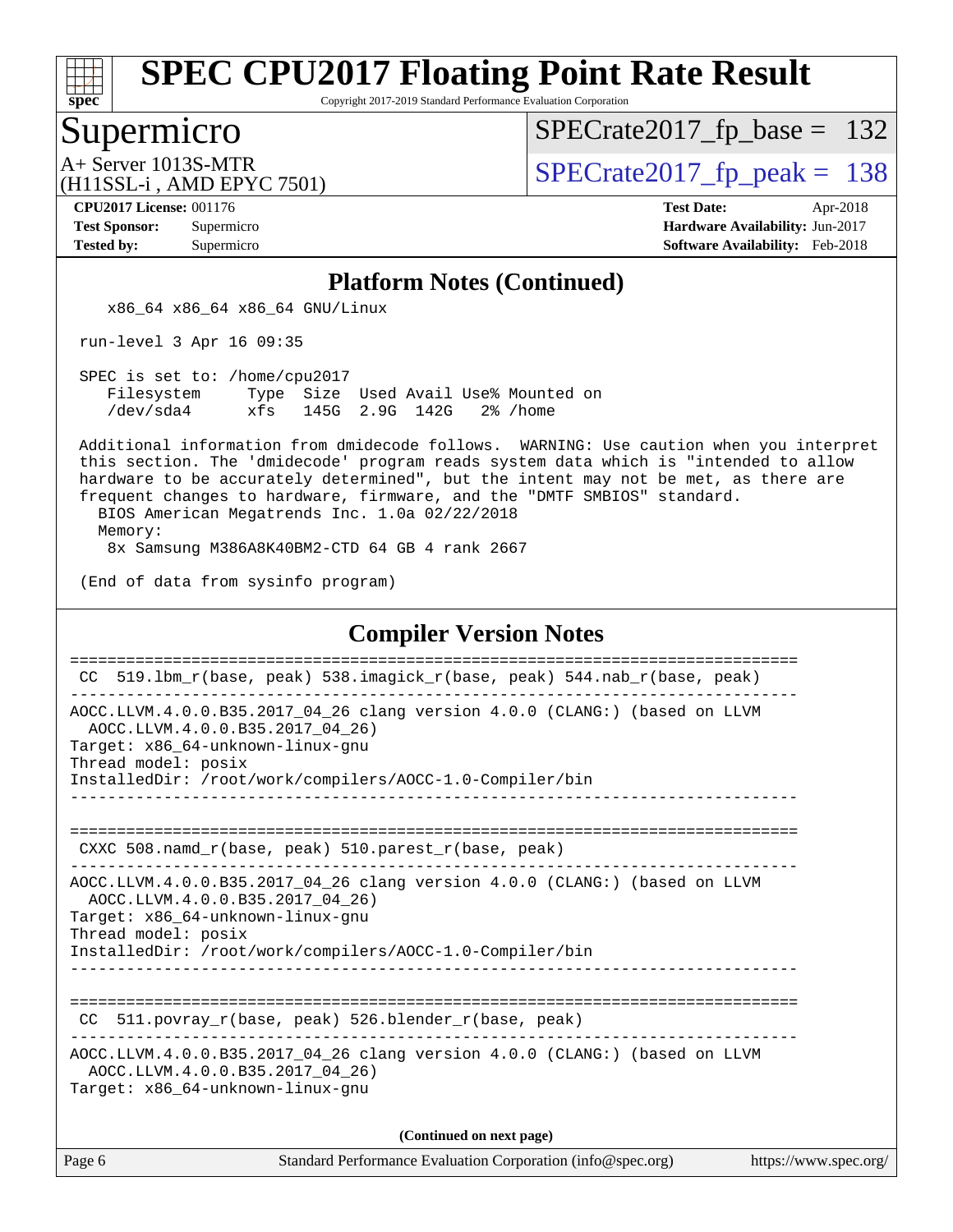# SPEC CPU2017 Floating Point Rate Result

Copyright 2017-2019 Standard Performance Evaluation Corporation

## Supermicro

A+ Server 1013S-MTR
(H11SSL-i , AMD EPYC 7501)

SPECrate2017_fp_base = 132

SPECrate2017_fp_peak = 138

**CPU2017 License:** 001176
**Test Sponsor:** Supermicro
**Tested by:** Supermicro

**Test Date:** Apr-2018
**Hardware Availability:** Jun-2017
**Software Availability:** Feb-2018

### Platform Notes (Continued)

```
    x86_64 x86_64 x86_64 GNU/Linux

 run-level 3 Apr 16 09:35

 SPEC is set to: /home/cpu2017
    Filesystem     Type  Size  Used Avail Use% Mounted on
    /dev/sda4      xfs   145G  2.9G  142G   2% /home

 Additional information from dmidecode follows.  WARNING: Use caution when you interpret
 this section. The 'dmidecode' program reads system data which is "intended to allow
 hardware to be accurately determined", but the intent may not be met, as there are
 frequent changes to hardware, firmware, and the "DMTF SMBIOS" standard.
   BIOS American Megatrends Inc. 1.0a 02/22/2018
   Memory:
    8x Samsung M386A8K40BM2-CTD 64 GB 4 rank 2667

 (End of data from sysinfo program)
```

### Compiler Version Notes

```
==============================================================================
 CC  519.lbm_r(base, peak) 538.imagick_r(base, peak) 544.nab_r(base, peak)
------------------------------------------------------------------------------
AOCC.LLVM.4.0.0.B35.2017_04_26 clang version 4.0.0 (CLANG:) (based on LLVM
  AOCC.LLVM.4.0.0.B35.2017_04_26)
Target: x86_64-unknown-linux-gnu
Thread model: posix
InstalledDir: /root/work/compilers/AOCC-1.0-Compiler/bin
------------------------------------------------------------------------------

==============================================================================
 CXXC 508.namd_r(base, peak) 510.parest_r(base, peak)
------------------------------------------------------------------------------
AOCC.LLVM.4.0.0.B35.2017_04_26 clang version 4.0.0 (CLANG:) (based on LLVM
  AOCC.LLVM.4.0.0.B35.2017_04_26)
Target: x86_64-unknown-linux-gnu
Thread model: posix
InstalledDir: /root/work/compilers/AOCC-1.0-Compiler/bin
------------------------------------------------------------------------------

==============================================================================
 CC  511.povray_r(base, peak) 526.blender_r(base, peak)
------------------------------------------------------------------------------
AOCC.LLVM.4.0.0.B35.2017_04_26 clang version 4.0.0 (CLANG:) (based on LLVM
  AOCC.LLVM.4.0.0.B35.2017_04_26)
Target: x86_64-unknown-linux-gnu
```

**(Continued on next page)**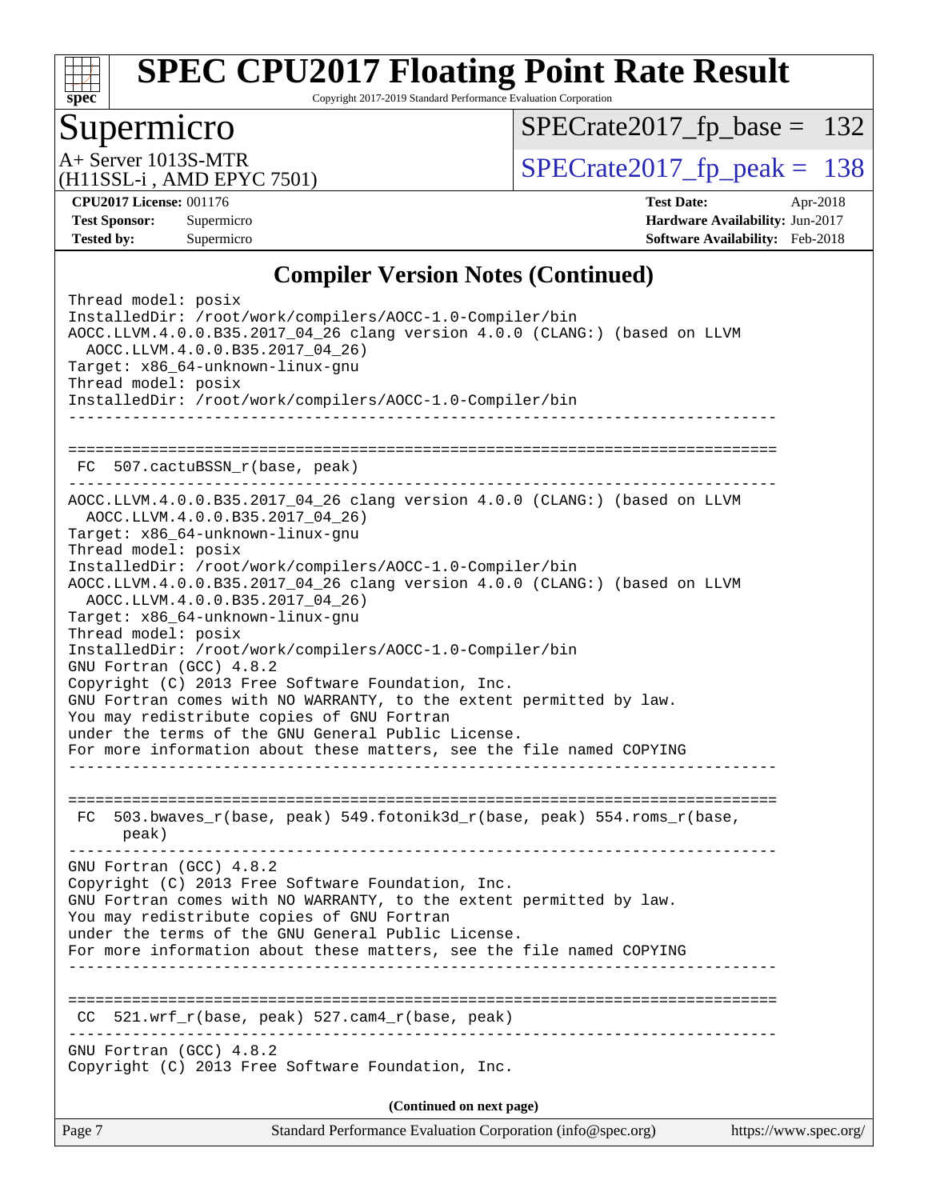## Compiler Version Notes (Continued)

```
Thread model: posix
InstalledDir: /root/work/compilers/AOCC-1.0-Compiler/bin
AOCC.LLVM.4.0.0.B35.2017_04_26 clang version 4.0.0 (CLANG:) (based on LLVM
  AOCC.LLVM.4.0.0.B35.2017_04_26)
Target: x86_64-unknown-linux-gnu
Thread model: posix
InstalledDir: /root/work/compilers/AOCC-1.0-Compiler/bin
------------------------------------------------------------------------------

==============================================================================
 FC  507.cactuBSSN_r(base, peak)
------------------------------------------------------------------------------
AOCC.LLVM.4.0.0.B35.2017_04_26 clang version 4.0.0 (CLANG:) (based on LLVM
  AOCC.LLVM.4.0.0.B35.2017_04_26)
Target: x86_64-unknown-linux-gnu
Thread model: posix
InstalledDir: /root/work/compilers/AOCC-1.0-Compiler/bin
AOCC.LLVM.4.0.0.B35.2017_04_26 clang version 4.0.0 (CLANG:) (based on LLVM
  AOCC.LLVM.4.0.0.B35.2017_04_26)
Target: x86_64-unknown-linux-gnu
Thread model: posix
InstalledDir: /root/work/compilers/AOCC-1.0-Compiler/bin
GNU Fortran (GCC) 4.8.2
Copyright (C) 2013 Free Software Foundation, Inc.
GNU Fortran comes with NO WARRANTY, to the extent permitted by law.
You may redistribute copies of GNU Fortran
under the terms of the GNU General Public License.
For more information about these matters, see the file named COPYING
------------------------------------------------------------------------------

==============================================================================
 FC  503.bwaves_r(base, peak) 549.fotonik3d_r(base, peak) 554.roms_r(base,
      peak)
------------------------------------------------------------------------------
GNU Fortran (GCC) 4.8.2
Copyright (C) 2013 Free Software Foundation, Inc.
GNU Fortran comes with NO WARRANTY, to the extent permitted by law.
You may redistribute copies of GNU Fortran
under the terms of the GNU General Public License.
For more information about these matters, see the file named COPYING
------------------------------------------------------------------------------

==============================================================================
 CC  521.wrf_r(base, peak) 527.cam4_r(base, peak)
------------------------------------------------------------------------------
GNU Fortran (GCC) 4.8.2
Copyright (C) 2013 Free Software Foundation, Inc.
```

(Continued on next page)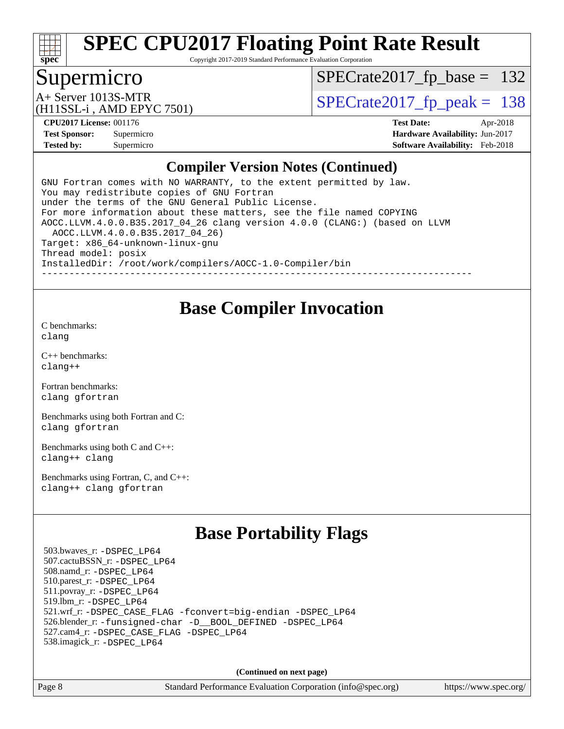# SPEC CPU2017 Floating Point Rate Result

Copyright 2017-2019 Standard Performance Evaluation Corporation

## Supermicro

A+ Server 1013S-MTR
(H11SSL-i , AMD EPYC 7501)

SPECrate2017_fp_base = 132

SPECrate2017_fp_peak = 138

**CPU2017 License:** 001176
**Test Sponsor:** Supermicro
**Tested by:** Supermicro

**Test Date:** Apr-2018
**Hardware Availability:** Jun-2017
**Software Availability:** Feb-2018

## Compiler Version Notes (Continued)

```
GNU Fortran comes with NO WARRANTY, to the extent permitted by law.
You may redistribute copies of GNU Fortran
under the terms of the GNU General Public License.
For more information about these matters, see the file named COPYING
AOCC.LLVM.4.0.0.B35.2017_04_26 clang version 4.0.0 (CLANG:) (based on LLVM
  AOCC.LLVM.4.0.0.B35.2017_04_26)
Target: x86_64-unknown-linux-gnu
Thread model: posix
InstalledDir: /root/work/compilers/AOCC-1.0-Compiler/bin
------------------------------------------------------------------------------
```

## Base Compiler Invocation

C benchmarks:
clang

C++ benchmarks:
clang++

Fortran benchmarks:
clang gfortran

Benchmarks using both Fortran and C:
clang gfortran

Benchmarks using both C and C++:
clang++ clang

Benchmarks using Fortran, C, and C++:
clang++ clang gfortran

## Base Portability Flags

503.bwaves_r: -DSPEC_LP64
507.cactuBSSN_r: -DSPEC_LP64
508.namd_r: -DSPEC_LP64
510.parest_r: -DSPEC_LP64
511.povray_r: -DSPEC_LP64
519.lbm_r: -DSPEC_LP64
521.wrf_r: -DSPEC_CASE_FLAG -fconvert=big-endian -DSPEC_LP64
526.blender_r: -funsigned-char -D__BOOL_DEFINED -DSPEC_LP64
527.cam4_r: -DSPEC_CASE_FLAG -DSPEC_LP64
538.imagick_r: -DSPEC_LP64

**(Continued on next page)**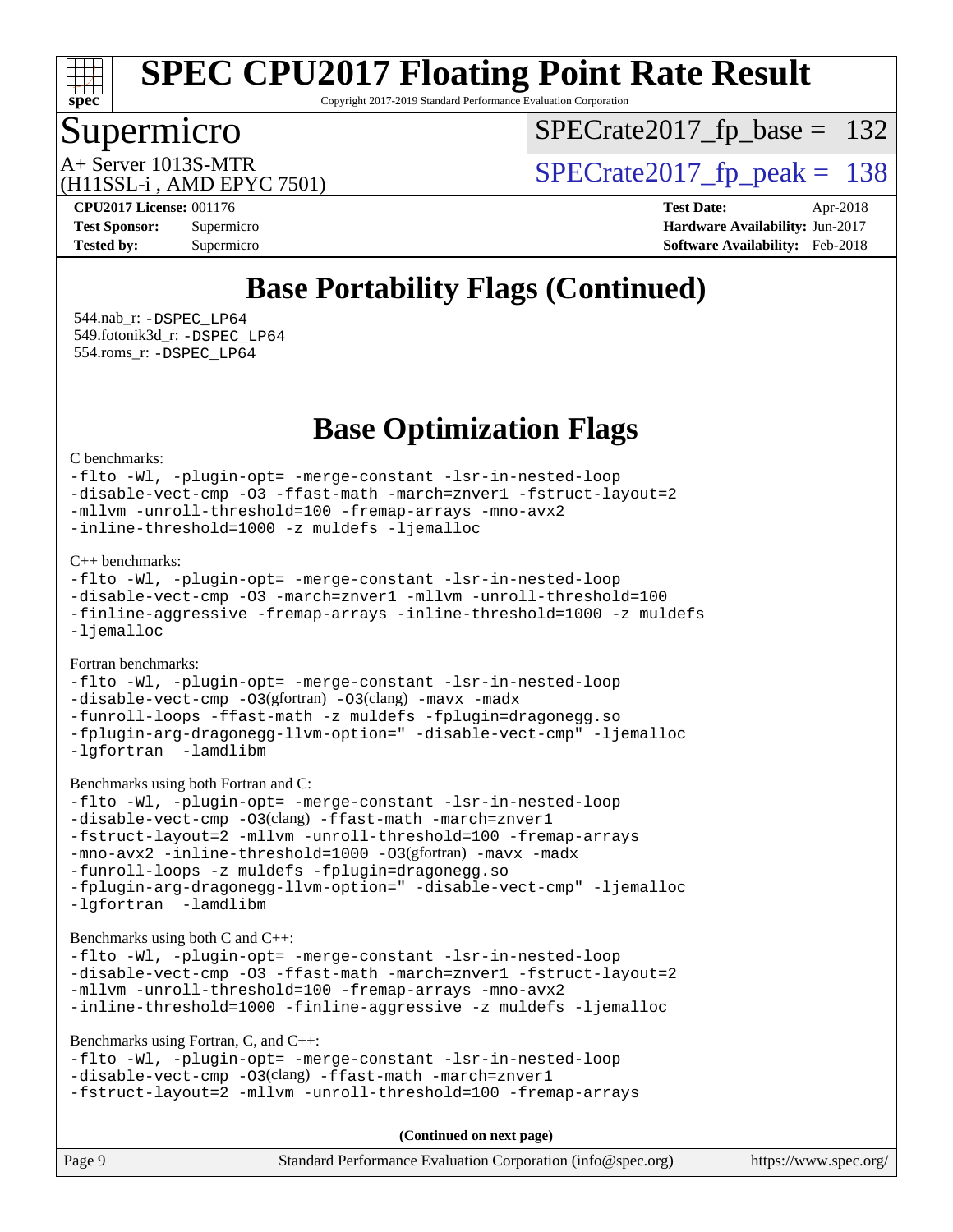# SPEC CPU2017 Floating Point Rate Result

Copyright 2017-2019 Standard Performance Evaluation Corporation

## Supermicro

A+ Server 1013S-MTR
(H11SSL-i , AMD EPYC 7501)

SPECrate2017_fp_base = 132

SPECrate2017_fp_peak = 138

**CPU2017 License:** 001176
**Test Sponsor:** Supermicro
**Tested by:** Supermicro

**Test Date:** Apr-2018
**Hardware Availability:** Jun-2017
**Software Availability:** Feb-2018

## Base Portability Flags (Continued)

544.nab_r: -DSPEC_LP64
549.fotonik3d_r: -DSPEC_LP64
554.roms_r: -DSPEC_LP64

## Base Optimization Flags

C benchmarks:

```
-flto -Wl, -plugin-opt= -merge-constant -lsr-in-nested-loop
-disable-vect-cmp -O3 -ffast-math -march=znver1 -fstruct-layout=2
-mllvm -unroll-threshold=100 -fremap-arrays -mno-avx2
-inline-threshold=1000 -z muldefs -ljemalloc
```

C++ benchmarks:

```
-flto -Wl, -plugin-opt= -merge-constant -lsr-in-nested-loop
-disable-vect-cmp -O3 -march=znver1 -mllvm -unroll-threshold=100
-finline-aggressive -fremap-arrays -inline-threshold=1000 -z muldefs
-ljemalloc
```

Fortran benchmarks:

```
-flto -Wl, -plugin-opt= -merge-constant -lsr-in-nested-loop
-disable-vect-cmp -O3(gfortran) -O3(clang) -mavx -madx
-funroll-loops -ffast-math -z muldefs -fplugin=dragonegg.so
-fplugin-arg-dragonegg-llvm-option=" -disable-vect-cmp" -ljemalloc
-lgfortran  -lamdlibm
```

Benchmarks using both Fortran and C:

```
-flto -Wl, -plugin-opt= -merge-constant -lsr-in-nested-loop
-disable-vect-cmp -O3(clang) -ffast-math -march=znver1
-fstruct-layout=2 -mllvm -unroll-threshold=100 -fremap-arrays
-mno-avx2 -inline-threshold=1000 -O3(gfortran) -mavx -madx
-funroll-loops -z muldefs -fplugin=dragonegg.so
-fplugin-arg-dragonegg-llvm-option=" -disable-vect-cmp" -ljemalloc
-lgfortran  -lamdlibm
```

Benchmarks using both C and C++:

```
-flto -Wl, -plugin-opt= -merge-constant -lsr-in-nested-loop
-disable-vect-cmp -O3 -ffast-math -march=znver1 -fstruct-layout=2
-mllvm -unroll-threshold=100 -fremap-arrays -mno-avx2
-inline-threshold=1000 -finline-aggressive -z muldefs -ljemalloc
```

Benchmarks using Fortran, C, and C++:

```
-flto -Wl, -plugin-opt= -merge-constant -lsr-in-nested-loop
-disable-vect-cmp -O3(clang) -ffast-math -march=znver1
-fstruct-layout=2 -mllvm -unroll-threshold=100 -fremap-arrays
```

**(Continued on next page)**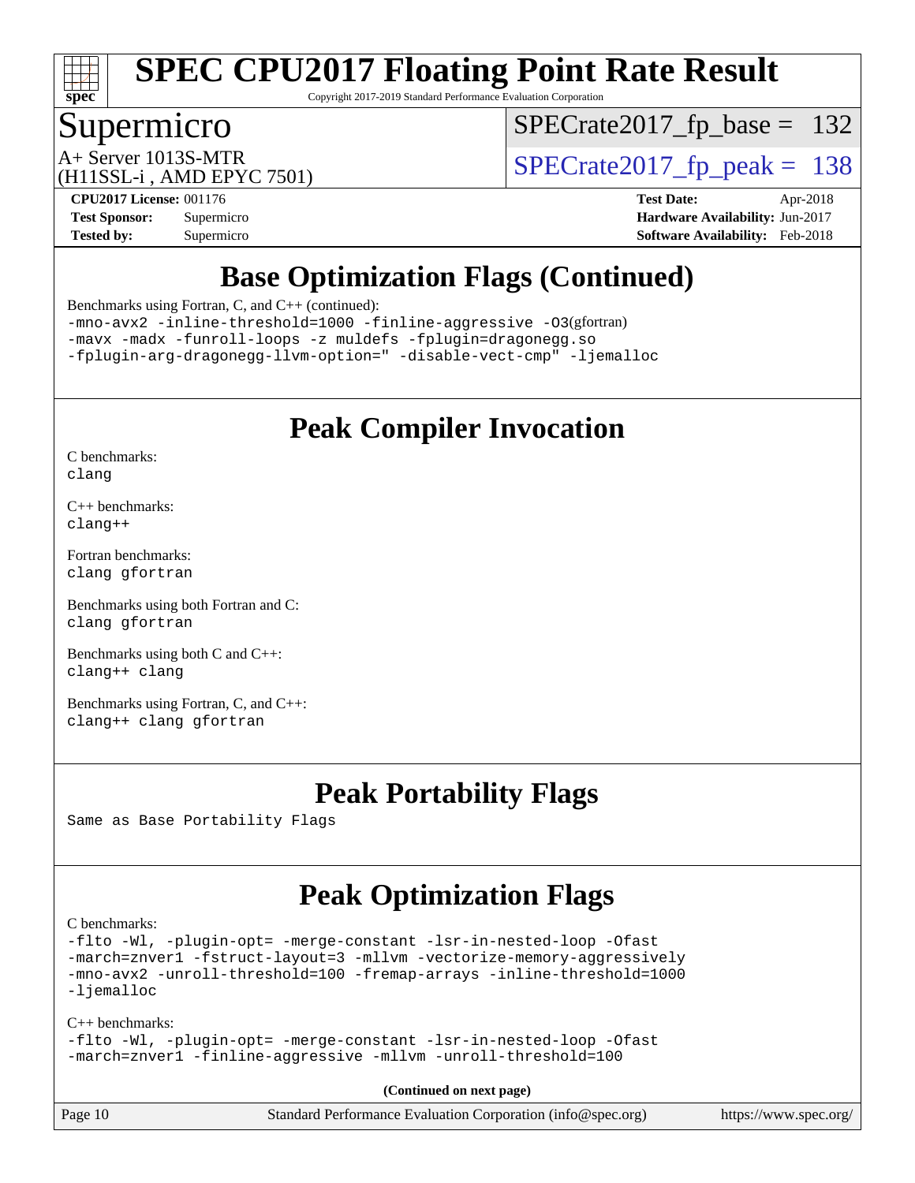# SPEC CPU2017 Floating Point Rate Result

Copyright 2017-2019 Standard Performance Evaluation Corporation

## Supermicro

A+ Server 1013S-MTR
(H11SSL-i , AMD EPYC 7501)

SPECrate2017_fp_base = 132

SPECrate2017_fp_peak = 138

**CPU2017 License:** 001176
**Test Sponsor:** Supermicro
**Tested by:** Supermicro

**Test Date:** Apr-2018
**Hardware Availability:** Jun-2017
**Software Availability:** Feb-2018

## Base Optimization Flags (Continued)

Benchmarks using Fortran, C, and C++ (continued):
```
-mno-avx2 -inline-threshold=1000 -finline-aggressive -O3(gfortran)
-mavx -madx -funroll-loops -z muldefs -fplugin=dragonegg.so
-fplugin-arg-dragonegg-llvm-option=" -disable-vect-cmp" -ljemalloc
```

## Peak Compiler Invocation

C benchmarks:
```
clang
```

C++ benchmarks:
```
clang++
```

Fortran benchmarks:
```
clang gfortran
```

Benchmarks using both Fortran and C:
```
clang gfortran
```

Benchmarks using both C and C++:
```
clang++ clang
```

Benchmarks using Fortran, C, and C++:
```
clang++ clang gfortran
```

## Peak Portability Flags

Same as Base Portability Flags

## Peak Optimization Flags

C benchmarks:
```
-flto -Wl, -plugin-opt= -merge-constant -lsr-in-nested-loop -Ofast
-march=znver1 -fstruct-layout=3 -mllvm -vectorize-memory-aggressively
-mno-avx2 -unroll-threshold=100 -fremap-arrays -inline-threshold=1000
-ljemalloc
```

C++ benchmarks:
```
-flto -Wl, -plugin-opt= -merge-constant -lsr-in-nested-loop -Ofast
-march=znver1 -finline-aggressive -mllvm -unroll-threshold=100
```

**(Continued on next page)**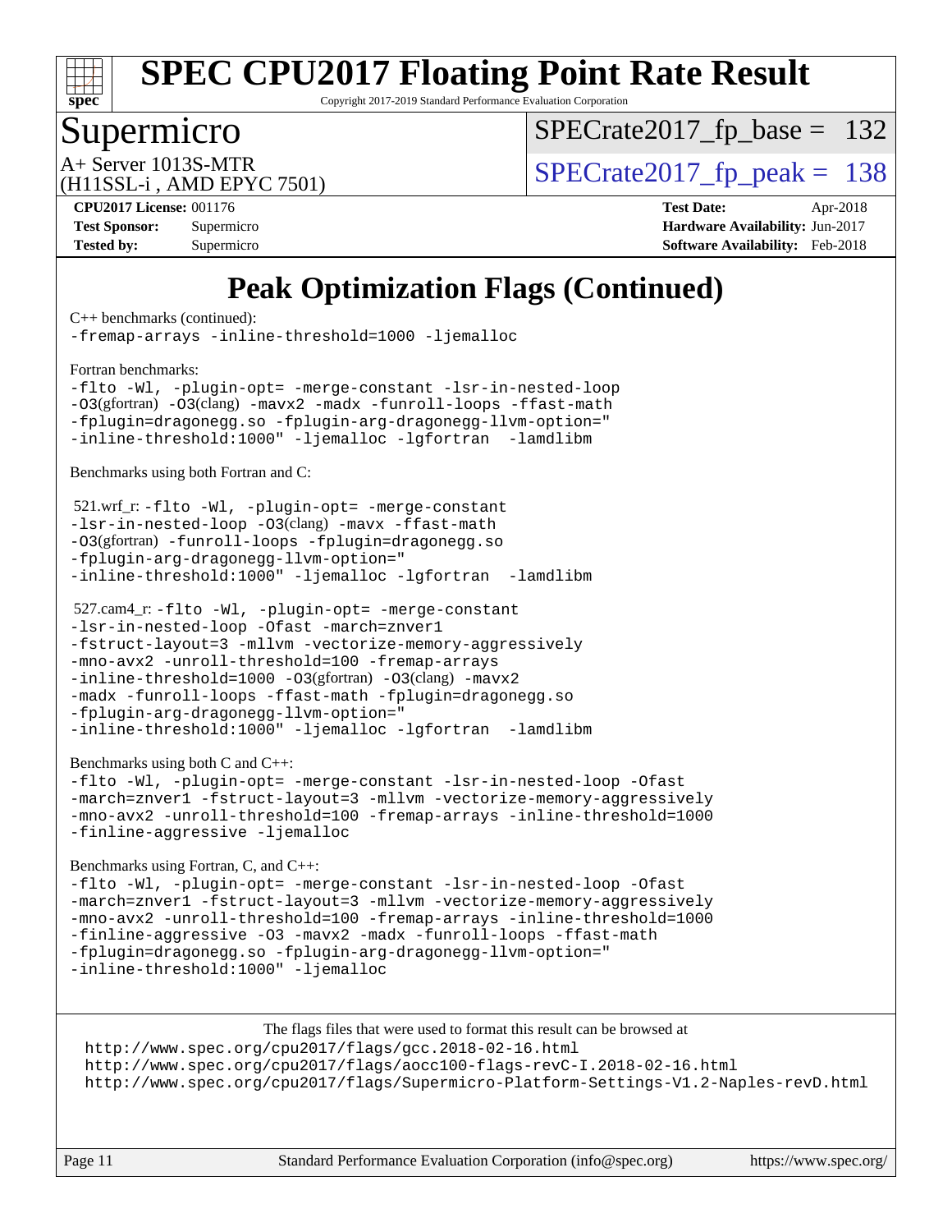# SPEC CPU2017 Floating Point Rate Result

Copyright 2017-2019 Standard Performance Evaluation Corporation

## Supermicro

A+ Server 1013S-MTR
(H11SSL-i , AMD EPYC 7501)

SPECrate2017_fp_base = 132

SPECrate2017_fp_peak = 138

**CPU2017 License:** 001176
**Test Sponsor:** Supermicro
**Tested by:** Supermicro

**Test Date:** Apr-2018
**Hardware Availability:** Jun-2017
**Software Availability:** Feb-2018

## Peak Optimization Flags (Continued)

C++ benchmarks (continued):
-fremap-arrays -inline-threshold=1000 -ljemalloc

Fortran benchmarks:
-flto -Wl, -plugin-opt= -merge-constant -lsr-in-nested-loop -O3(gfortran) -O3(clang) -mavx2 -madx -funroll-loops -ffast-math -fplugin=dragonegg.so -fplugin-arg-dragonegg-llvm-option=" -inline-threshold:1000" -ljemalloc -lgfortran -lamdlibm

Benchmarks using both Fortran and C:

521.wrf_r: -flto -Wl, -plugin-opt= -merge-constant -lsr-in-nested-loop -O3(clang) -mavx -ffast-math -O3(gfortran) -funroll-loops -fplugin=dragonegg.so -fplugin-arg-dragonegg-llvm-option=" -inline-threshold:1000" -ljemalloc -lgfortran -lamdlibm

527.cam4_r: -flto -Wl, -plugin-opt= -merge-constant -lsr-in-nested-loop -Ofast -march=znver1 -fstruct-layout=3 -mllvm -vectorize-memory-aggressively -mno-avx2 -unroll-threshold=100 -fremap-arrays -inline-threshold=1000 -O3(gfortran) -O3(clang) -mavx2 -madx -funroll-loops -ffast-math -fplugin=dragonegg.so -fplugin-arg-dragonegg-llvm-option=" -inline-threshold:1000" -ljemalloc -lgfortran -lamdlibm

Benchmarks using both C and C++:
-flto -Wl, -plugin-opt= -merge-constant -lsr-in-nested-loop -Ofast -march=znver1 -fstruct-layout=3 -mllvm -vectorize-memory-aggressively -mno-avx2 -unroll-threshold=100 -fremap-arrays -inline-threshold=1000 -finline-aggressive -ljemalloc

Benchmarks using Fortran, C, and C++:
-flto -Wl, -plugin-opt= -merge-constant -lsr-in-nested-loop -Ofast -march=znver1 -fstruct-layout=3 -mllvm -vectorize-memory-aggressively -mno-avx2 -unroll-threshold=100 -fremap-arrays -inline-threshold=1000 -finline-aggressive -O3 -mavx2 -madx -funroll-loops -ffast-math -fplugin=dragonegg.so -fplugin-arg-dragonegg-llvm-option=" -inline-threshold:1000" -ljemalloc

The flags files that were used to format this result can be browsed at
http://www.spec.org/cpu2017/flags/gcc.2018-02-16.html
http://www.spec.org/cpu2017/flags/aocc100-flags-revC-I.2018-02-16.html
http://www.spec.org/cpu2017/flags/Supermicro-Platform-Settings-V1.2-Naples-revD.html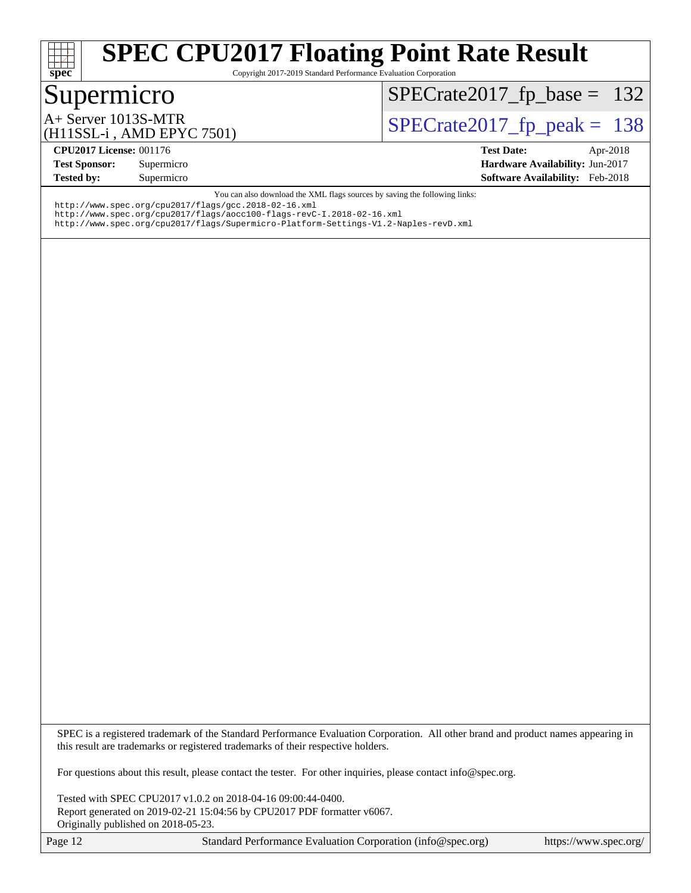You can also download the XML flags sources by saving the following links:

```
http://www.spec.org/cpu2017/flags/gcc.2018-02-16.xml
http://www.spec.org/cpu2017/flags/aocc100-flags-revC-I.2018-02-16.xml
http://www.spec.org/cpu2017/flags/Supermicro-Platform-Settings-V1.2-Naples-revD.xml
```

SPEC is a registered trademark of the Standard Performance Evaluation Corporation. All other brand and product names appearing in this result are trademarks or registered trademarks of their respective holders.

For questions about this result, please contact the tester. For other inquiries, please contact info@spec.org.

Tested with SPEC CPU2017 v1.0.2 on 2018-04-16 09:00:44-0400.
Report generated on 2019-02-21 15:04:56 by CPU2017 PDF formatter v6067.
Originally published on 2018-05-23.